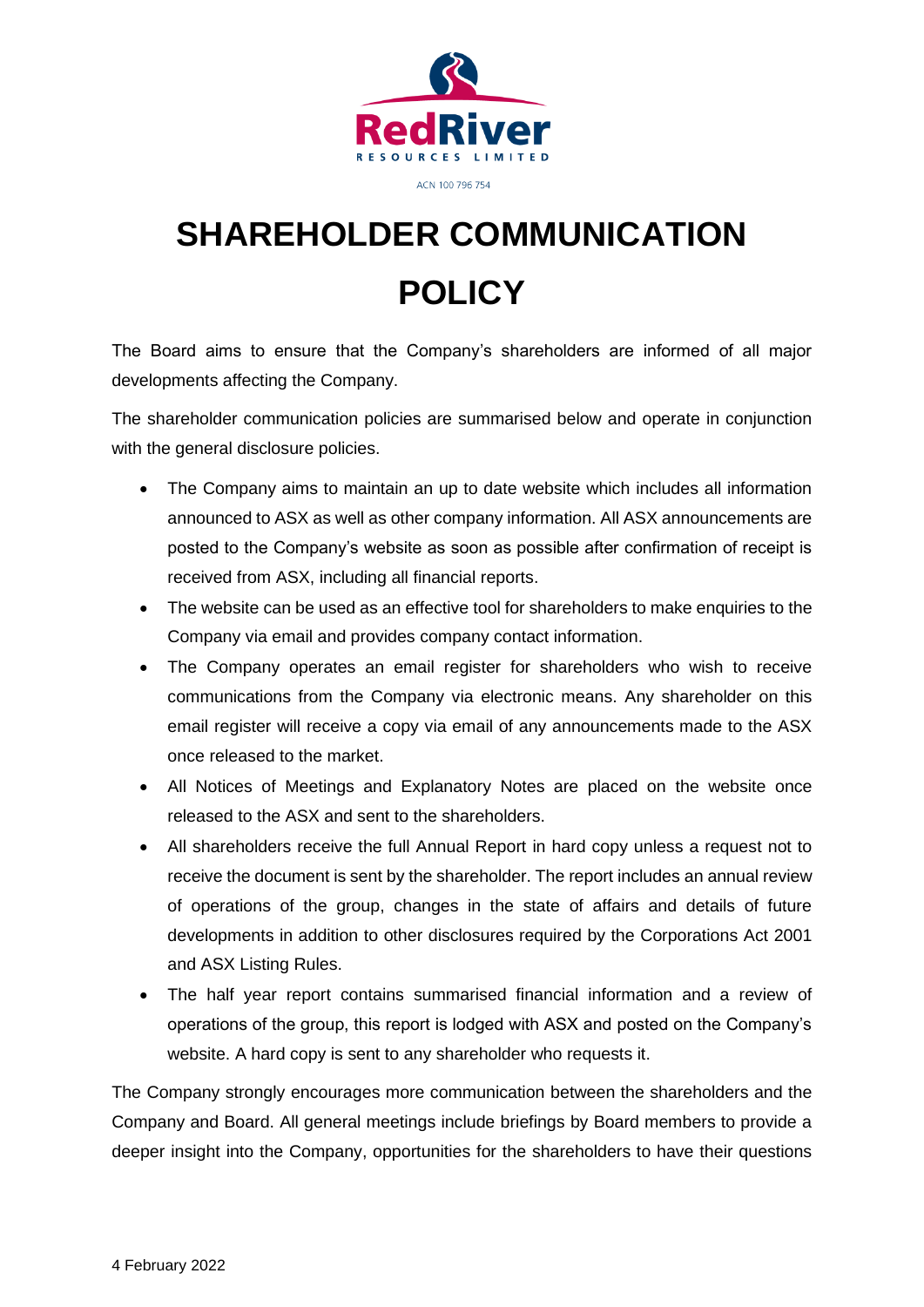RedRiver
RESOURCES LIMITED

ACN 100 796 754

# SHAREHOLDER COMMUNICATION POLICY

The Board aims to ensure that the Company's shareholders are informed of all major developments affecting the Company.

The shareholder communication policies are summarised below and operate in conjunction with the general disclosure policies.

- The Company aims to maintain an up to date website which includes all information announced to ASX as well as other company information. All ASX announcements are posted to the Company's website as soon as possible after confirmation of receipt is received from ASX, including all financial reports.
- The website can be used as an effective tool for shareholders to make enquiries to the Company via email and provides company contact information.
- The Company operates an email register for shareholders who wish to receive communications from the Company via electronic means. Any shareholder on this email register will receive a copy via email of any announcements made to the ASX once released to the market.
- All Notices of Meetings and Explanatory Notes are placed on the website once released to the ASX and sent to the shareholders.
- All shareholders receive the full Annual Report in hard copy unless a request not to receive the document is sent by the shareholder. The report includes an annual review of operations of the group, changes in the state of affairs and details of future developments in addition to other disclosures required by the Corporations Act 2001 and ASX Listing Rules.
- The half year report contains summarised financial information and a review of operations of the group, this report is lodged with ASX and posted on the Company's website. A hard copy is sent to any shareholder who requests it.

The Company strongly encourages more communication between the shareholders and the Company and Board. All general meetings include briefings by Board members to provide a deeper insight into the Company, opportunities for the shareholders to have their questions

4 February 2022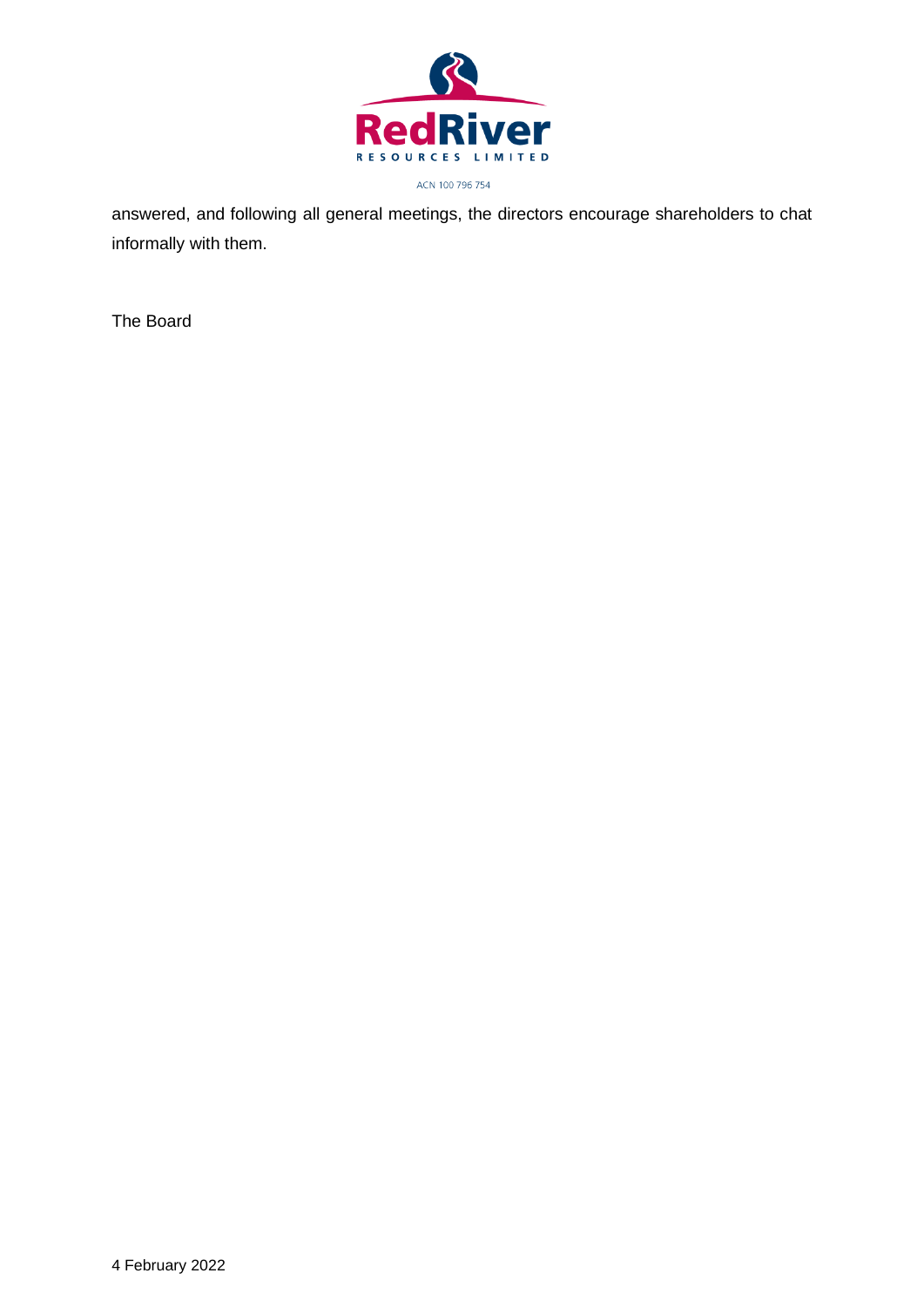answered, and following all general meetings, the directors encourage shareholders to chat informally with them.

The Board

4 February 2022